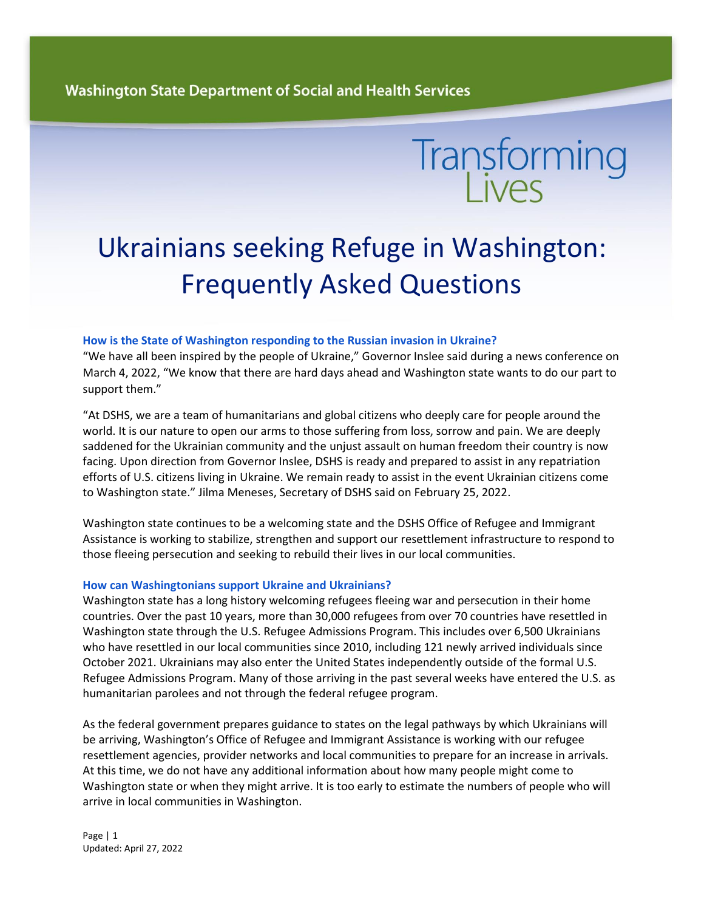Washington State Department of Social and Health Services

Transforming Lives

# Ukrainians seeking Refuge in Washington: Frequently Asked Questions

### How is the State of Washington responding to the Russian invasion in Ukraine?

"We have all been inspired by the people of Ukraine," Governor Inslee said during a news conference on March 4, 2022, "We know that there are hard days ahead and Washington state wants to do our part to support them."

"At DSHS, we are a team of humanitarians and global citizens who deeply care for people around the world. It is our nature to open our arms to those suffering from loss, sorrow and pain. We are deeply saddened for the Ukrainian community and the unjust assault on human freedom their country is now facing. Upon direction from Governor Inslee, DSHS is ready and prepared to assist in any repatriation efforts of U.S. citizens living in Ukraine. We remain ready to assist in the event Ukrainian citizens come to Washington state." Jilma Meneses, Secretary of DSHS said on February 25, 2022.

Washington state continues to be a welcoming state and the DSHS Office of Refugee and Immigrant Assistance is working to stabilize, strengthen and support our resettlement infrastructure to respond to those fleeing persecution and seeking to rebuild their lives in our local communities.

### How can Washingtonians support Ukraine and Ukrainians?

Washington state has a long history welcoming refugees fleeing war and persecution in their home countries. Over the past 10 years, more than 30,000 refugees from over 70 countries have resettled in Washington state through the U.S. Refugee Admissions Program. This includes over 6,500 Ukrainians who have resettled in our local communities since 2010, including 121 newly arrived individuals since October 2021. Ukrainians may also enter the United States independently outside of the formal U.S. Refugee Admissions Program. Many of those arriving in the past several weeks have entered the U.S. as humanitarian parolees and not through the federal refugee program.

As the federal government prepares guidance to states on the legal pathways by which Ukrainians will be arriving, Washington's Office of Refugee and Immigrant Assistance is working with our refugee resettlement agencies, provider networks and local communities to prepare for an increase in arrivals. At this time, we do not have any additional information about how many people might come to Washington state or when they might arrive. It is too early to estimate the numbers of people who will arrive in local communities in Washington.

Updated: April 27, 2022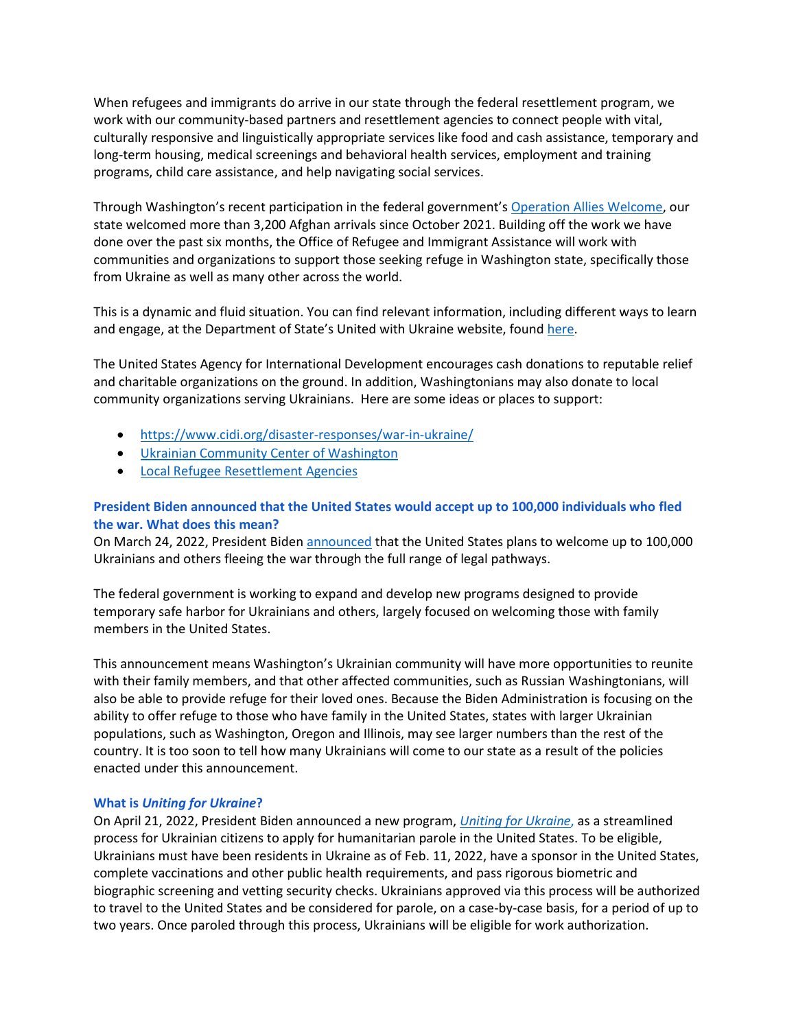When refugees and immigrants do arrive in our state through the federal resettlement program, we work with our community-based partners and resettlement agencies to connect people with vital, culturally responsive and linguistically appropriate services like food and cash assistance, temporary and long-term housing, medical screenings and behavioral health services, employment and training programs, child care assistance, and help navigating social services.

Through Washington's recent participation in the federal government's Operation Allies Welcome, our state welcomed more than 3,200 Afghan arrivals since October 2021. Building off the work we have done over the past six months, the Office of Refugee and Immigrant Assistance will work with communities and organizations to support those seeking refuge in Washington state, specifically those from Ukraine as well as many other across the world.

This is a dynamic and fluid situation. You can find relevant information, including different ways to learn and engage, at the Department of State's United with Ukraine website, found here.

The United States Agency for International Development encourages cash donations to reputable relief and charitable organizations on the ground. In addition, Washingtonians may also donate to local community organizations serving Ukrainians. Here are some ideas or places to support:

- https://www.cidi.org/disaster-responses/war-in-ukraine/
- Ukrainian Community Center of Washington
- Local Refugee Resettlement Agencies

### President Biden announced that the United States would accept up to 100,000 individuals who fled the war. What does this mean?

On March 24, 2022, President Biden announced that the United States plans to welcome up to 100,000 Ukrainians and others fleeing the war through the full range of legal pathways.

The federal government is working to expand and develop new programs designed to provide temporary safe harbor for Ukrainians and others, largely focused on welcoming those with family members in the United States.

This announcement means Washington's Ukrainian community will have more opportunities to reunite with their family members, and that other affected communities, such as Russian Washingtonians, will also be able to provide refuge for their loved ones. Because the Biden Administration is focusing on the ability to offer refuge to those who have family in the United States, states with larger Ukrainian populations, such as Washington, Oregon and Illinois, may see larger numbers than the rest of the country. It is too soon to tell how many Ukrainians will come to our state as a result of the policies enacted under this announcement.

### What is *Uniting for Ukraine*?

On April 21, 2022, President Biden announced a new program, *Uniting for Ukraine*, as a streamlined process for Ukrainian citizens to apply for humanitarian parole in the United States. To be eligible, Ukrainians must have been residents in Ukraine as of Feb. 11, 2022, have a sponsor in the United States, complete vaccinations and other public health requirements, and pass rigorous biometric and biographic screening and vetting security checks. Ukrainians approved via this process will be authorized to travel to the United States and be considered for parole, on a case-by-case basis, for a period of up to two years. Once paroled through this process, Ukrainians will be eligible for work authorization.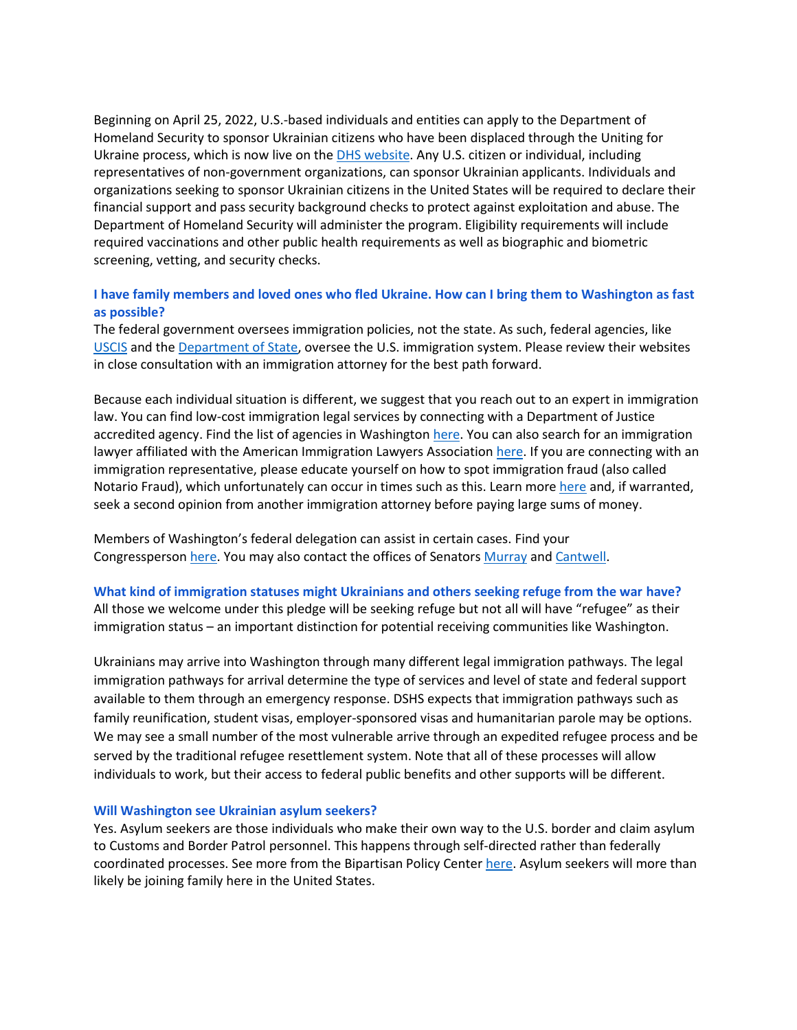Beginning on April 25, 2022, U.S.-based individuals and entities can apply to the Department of Homeland Security to sponsor Ukrainian citizens who have been displaced through the Uniting for Ukraine process, which is now live on the [DHS website](). Any U.S. citizen or individual, including representatives of non-government organizations, can sponsor Ukrainian applicants. Individuals and organizations seeking to sponsor Ukrainian citizens in the United States will be required to declare their financial support and pass security background checks to protect against exploitation and abuse. The Department of Homeland Security will administer the program. Eligibility requirements will include required vaccinations and other public health requirements as well as biographic and biometric screening, vetting, and security checks.

### I have family members and loved ones who fled Ukraine. How can I bring them to Washington as fast as possible?

The federal government oversees immigration policies, not the state. As such, federal agencies, like [USCIS]() and the [Department of State](), oversee the U.S. immigration system. Please review their websites in close consultation with an immigration attorney for the best path forward.

Because each individual situation is different, we suggest that you reach out to an expert in immigration law. You can find low-cost immigration legal services by connecting with a Department of Justice accredited agency. Find the list of agencies in Washington [here](). You can also search for an immigration lawyer affiliated with the American Immigration Lawyers Association [here](). If you are connecting with an immigration representative, please educate yourself on how to spot immigration fraud (also called Notario Fraud), which unfortunately can occur in times such as this. Learn more [here]() and, if warranted, seek a second opinion from another immigration attorney before paying large sums of money.

Members of Washington's federal delegation can assist in certain cases. Find your Congressperson [here](). You may also contact the offices of Senators [Murray]() and [Cantwell]().

### What kind of immigration statuses might Ukrainians and others seeking refuge from the war have?

All those we welcome under this pledge will be seeking refuge but not all will have "refugee" as their immigration status – an important distinction for potential receiving communities like Washington.

Ukrainians may arrive into Washington through many different legal immigration pathways. The legal immigration pathways for arrival determine the type of services and level of state and federal support available to them through an emergency response. DSHS expects that immigration pathways such as family reunification, student visas, employer-sponsored visas and humanitarian parole may be options. We may see a small number of the most vulnerable arrive through an expedited refugee process and be served by the traditional refugee resettlement system. Note that all of these processes will allow individuals to work, but their access to federal public benefits and other supports will be different.

### Will Washington see Ukrainian asylum seekers?

Yes. Asylum seekers are those individuals who make their own way to the U.S. border and claim asylum to Customs and Border Patrol personnel. This happens through self-directed rather than federally coordinated processes. See more from the Bipartisan Policy Center [here](). Asylum seekers will more than likely be joining family here in the United States.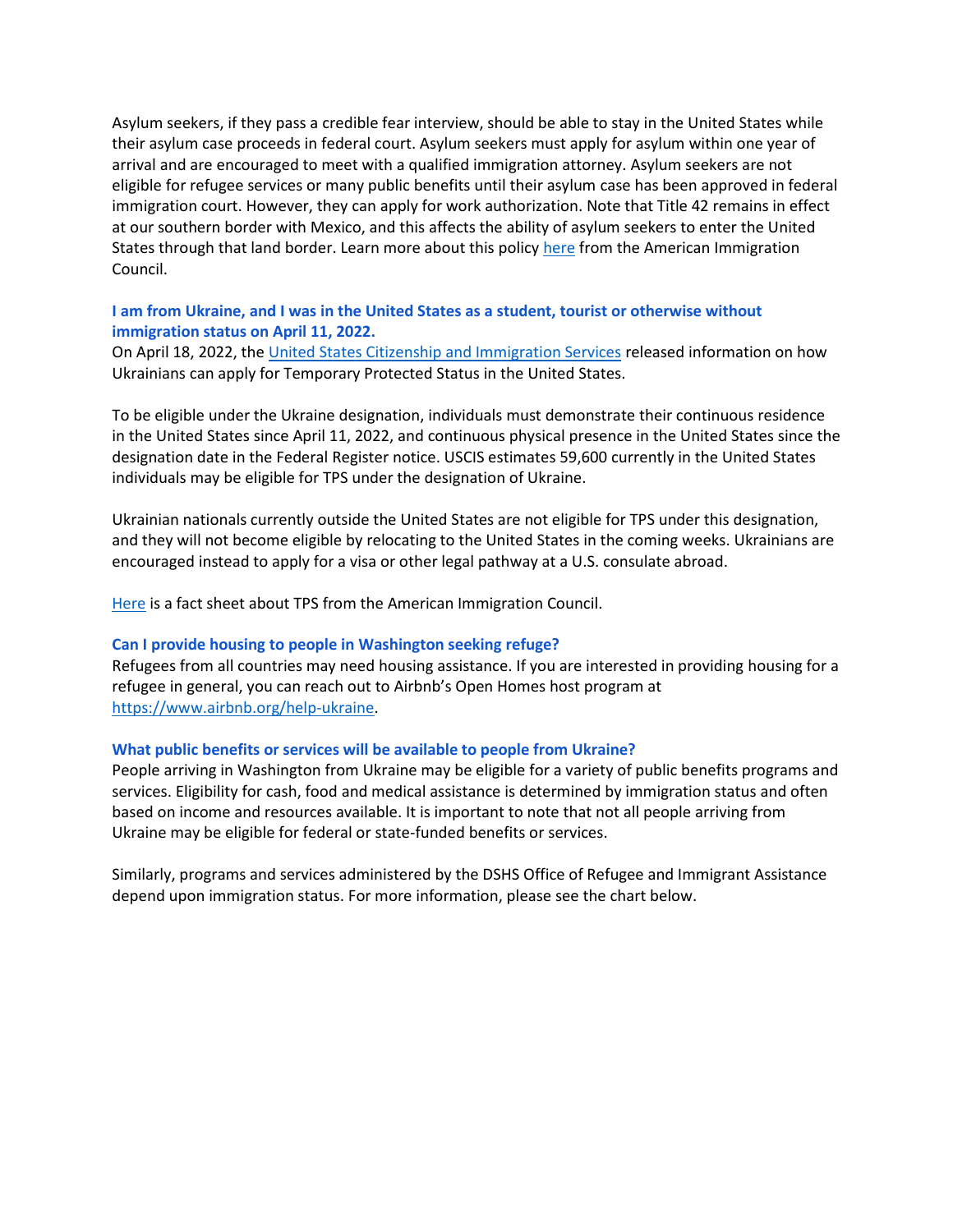Asylum seekers, if they pass a credible fear interview, should be able to stay in the United States while their asylum case proceeds in federal court. Asylum seekers must apply for asylum within one year of arrival and are encouraged to meet with a qualified immigration attorney. Asylum seekers are not eligible for refugee services or many public benefits until their asylum case has been approved in federal immigration court. However, they can apply for work authorization. Note that Title 42 remains in effect at our southern border with Mexico, and this affects the ability of asylum seekers to enter the United States through that land border. Learn more about this policy here from the American Immigration Council.

### I am from Ukraine, and I was in the United States as a student, tourist or otherwise without immigration status on April 11, 2022.

On April 18, 2022, the United States Citizenship and Immigration Services released information on how Ukrainians can apply for Temporary Protected Status in the United States.

To be eligible under the Ukraine designation, individuals must demonstrate their continuous residence in the United States since April 11, 2022, and continuous physical presence in the United States since the designation date in the Federal Register notice. USCIS estimates 59,600 currently in the United States individuals may be eligible for TPS under the designation of Ukraine.

Ukrainian nationals currently outside the United States are not eligible for TPS under this designation, and they will not become eligible by relocating to the United States in the coming weeks. Ukrainians are encouraged instead to apply for a visa or other legal pathway at a U.S. consulate abroad.

Here is a fact sheet about TPS from the American Immigration Council.

### Can I provide housing to people in Washington seeking refuge?

Refugees from all countries may need housing assistance. If you are interested in providing housing for a refugee in general, you can reach out to Airbnb's Open Homes host program at https://www.airbnb.org/help-ukraine.

### What public benefits or services will be available to people from Ukraine?

People arriving in Washington from Ukraine may be eligible for a variety of public benefits programs and services. Eligibility for cash, food and medical assistance is determined by immigration status and often based on income and resources available. It is important to note that not all people arriving from Ukraine may be eligible for federal or state-funded benefits or services.

Similarly, programs and services administered by the DSHS Office of Refugee and Immigrant Assistance depend upon immigration status. For more information, please see the chart below.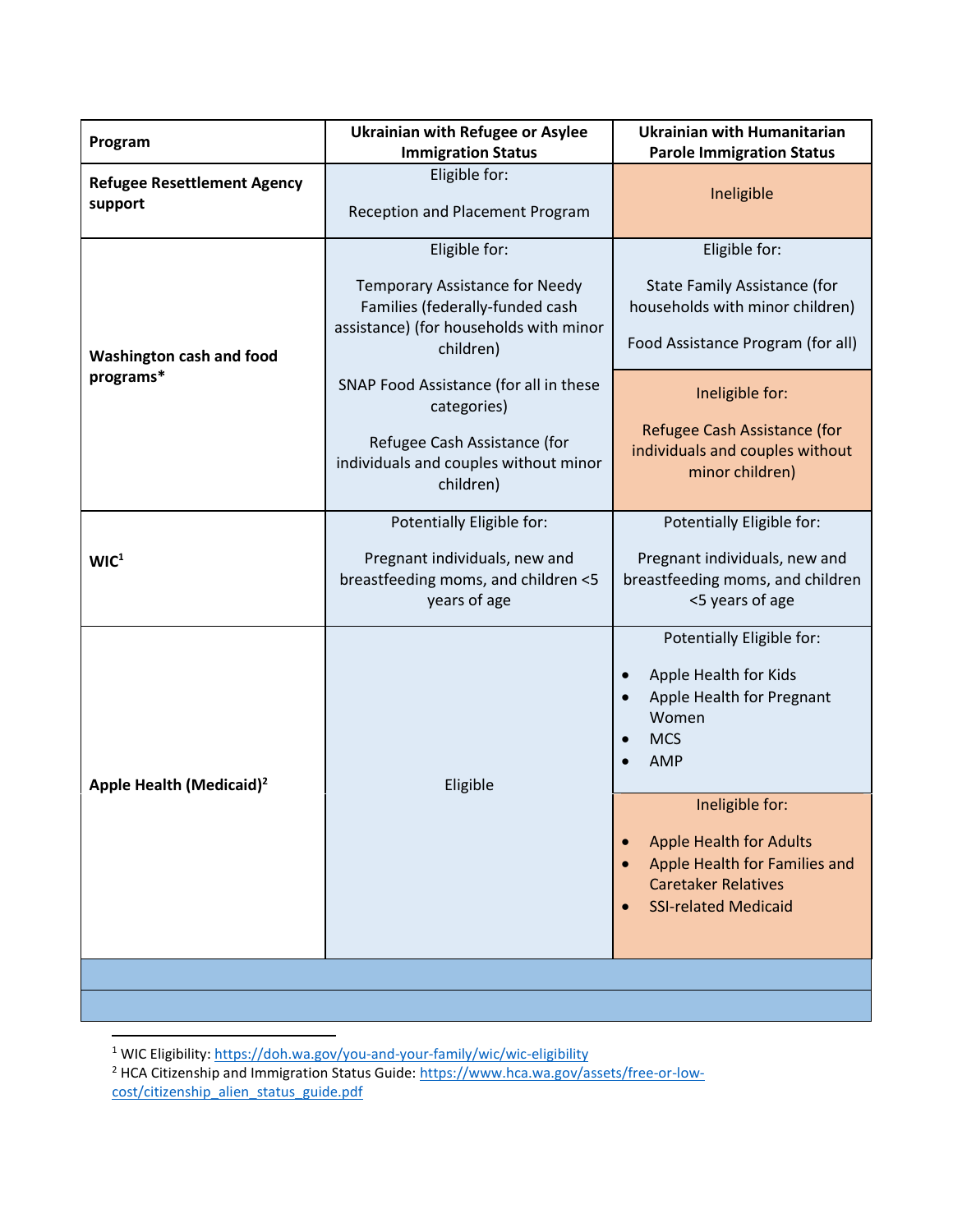| Program | Ukrainian with Refugee or Asylee Immigration Status | Ukrainian with Humanitarian Parole Immigration Status |
|---|---|---|
| **Refugee Resettlement Agency support** | Eligible for:<br><br>Reception and Placement Program | Ineligible |
| **Washington cash and food programs*** | Eligible for:<br><br>Temporary Assistance for Needy Families (federally-funded cash assistance) (for households with minor children)<br><br>SNAP Food Assistance (for all in these categories)<br><br>Refugee Cash Assistance (for individuals and couples without minor children) | Eligible for:<br><br>State Family Assistance (for households with minor children)<br><br>Food Assistance Program (for all)<br><br>Ineligible for:<br><br>Refugee Cash Assistance (for individuals and couples without minor children) |
| **WIC**[1] | Potentially Eligible for:<br><br>Pregnant individuals, new and breastfeeding moms, and children <5 years of age | Potentially Eligible for:<br><br>Pregnant individuals, new and breastfeeding moms, and children <5 years of age |
| **Apple Health (Medicaid)**[2] | Eligible | Potentially Eligible for:<br><br>• Apple Health for Kids<br>• Apple Health for Pregnant Women<br>• MCS<br>• AMP<br><br>Ineligible for:<br><br>• Apple Health for Adults<br>• Apple Health for Families and Caretaker Relatives<br>• SSI-related Medicaid |
| | | |
| | | |

[1] WIC Eligibility: https://doh.wa.gov/you-and-your-family/wic/wic-eligibility

[2] HCA Citizenship and Immigration Status Guide: https://www.hca.wa.gov/assets/free-or-low-cost/citizenship_alien_status_guide.pdf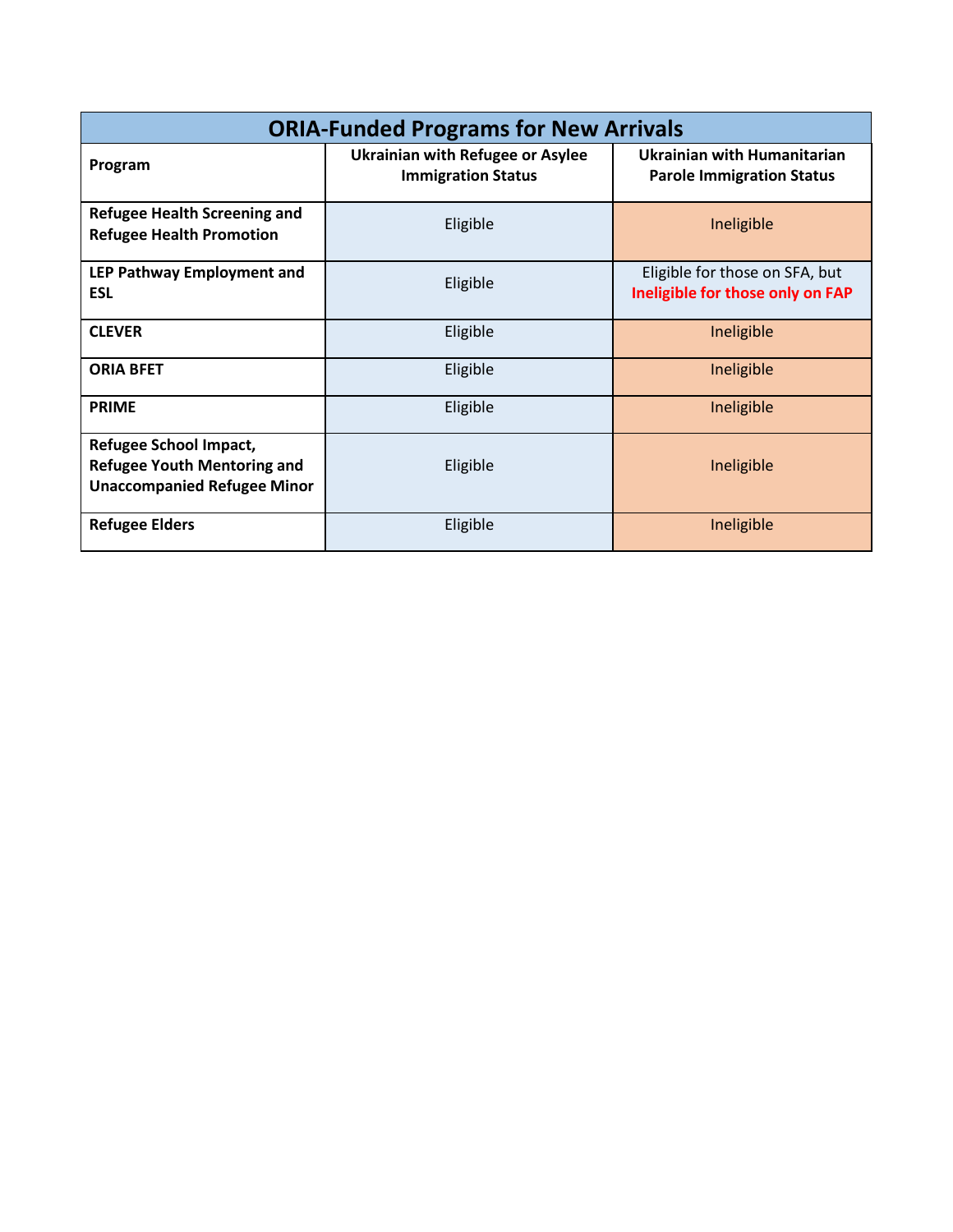| ORIA-Funded Programs for New Arrivals | | |
|---|---|---|
| **Program** | **Ukrainian with Refugee or Asylee Immigration Status** | **Ukrainian with Humanitarian Parole Immigration Status** |
| **Refugee Health Screening and Refugee Health Promotion** | Eligible | Ineligible |
| **LEP Pathway Employment and ESL** | Eligible | Eligible for those on SFA, but **Ineligible for those only on FAP** |
| **CLEVER** | Eligible | Ineligible |
| **ORIA BFET** | Eligible | Ineligible |
| **PRIME** | Eligible | Ineligible |
| **Refugee School Impact, Refugee Youth Mentoring and Unaccompanied Refugee Minor** | Eligible | Ineligible |
| **Refugee Elders** | Eligible | Ineligible |